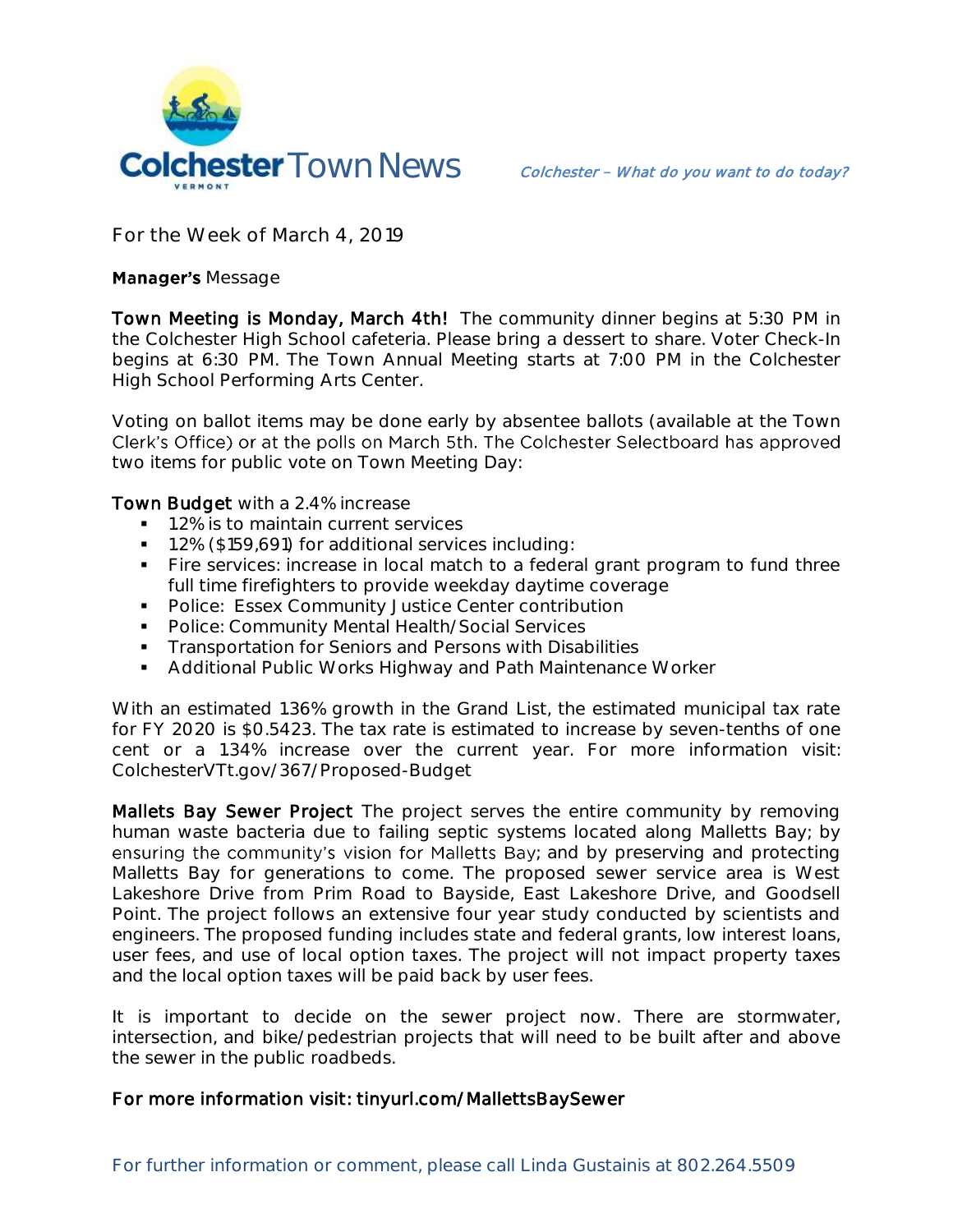# Colchester Town News

*Colchester – What do you want to do today?*

For the Week of March 4, 2019

**Manager's** Message

**Town Meeting is Monday, March 4th!** The community dinner begins at 5:30 PM in the Colchester High School cafeteria. Please bring a dessert to share. Voter Check-In begins at 6:30 PM. The Town Annual Meeting starts at 7:00 PM in the Colchester High School Performing Arts Center.

Voting on ballot items may be done early by absentee ballots (available at the Town Clerk's Office) or at the polls on March 5th. The Colchester Selectboard has approved two items for public vote on Town Meeting Day:

**Town Budget** with a 2.4% increase

- 1.2% is to maintain current services
- 1.2% ($159,691) for additional services including:
- Fire services: increase in local match to a federal grant program to fund three full time firefighters to provide weekday daytime coverage
- Police: Essex Community Justice Center contribution
- Police: Community Mental Health/Social Services
- Transportation for Seniors and Persons with Disabilities
- Additional Public Works Highway and Path Maintenance Worker

With an estimated 1.36% growth in the Grand List, the estimated municipal tax rate for FY 2020 is $0.5423. The tax rate is estimated to increase by seven-tenths of one cent or a 1.34% increase over the current year. For more information visit: ColchesterVTt.gov/367/Proposed-Budget

**Mallets Bay Sewer Project** The project serves the entire community by removing human waste bacteria due to failing septic systems located along Malletts Bay; by ensuring the community's vision for Malletts Bay; and by preserving and protecting Malletts Bay for generations to come. The proposed sewer service area is West Lakeshore Drive from Prim Road to Bayside, East Lakeshore Drive, and Goodsell Point. The project follows an extensive four year study conducted by scientists and engineers. The proposed funding includes state and federal grants, low interest loans, user fees, and use of local option taxes. The project will not impact property taxes and the local option taxes will be paid back by user fees.

It is important to decide on the sewer project now. There are stormwater, intersection, and bike/pedestrian projects that will need to be built after and above the sewer in the public roadbeds.

**For more information visit: tinyurl.com/MallettsBaySewer**

For further information or comment, please call Linda Gustainis at 802.264.5509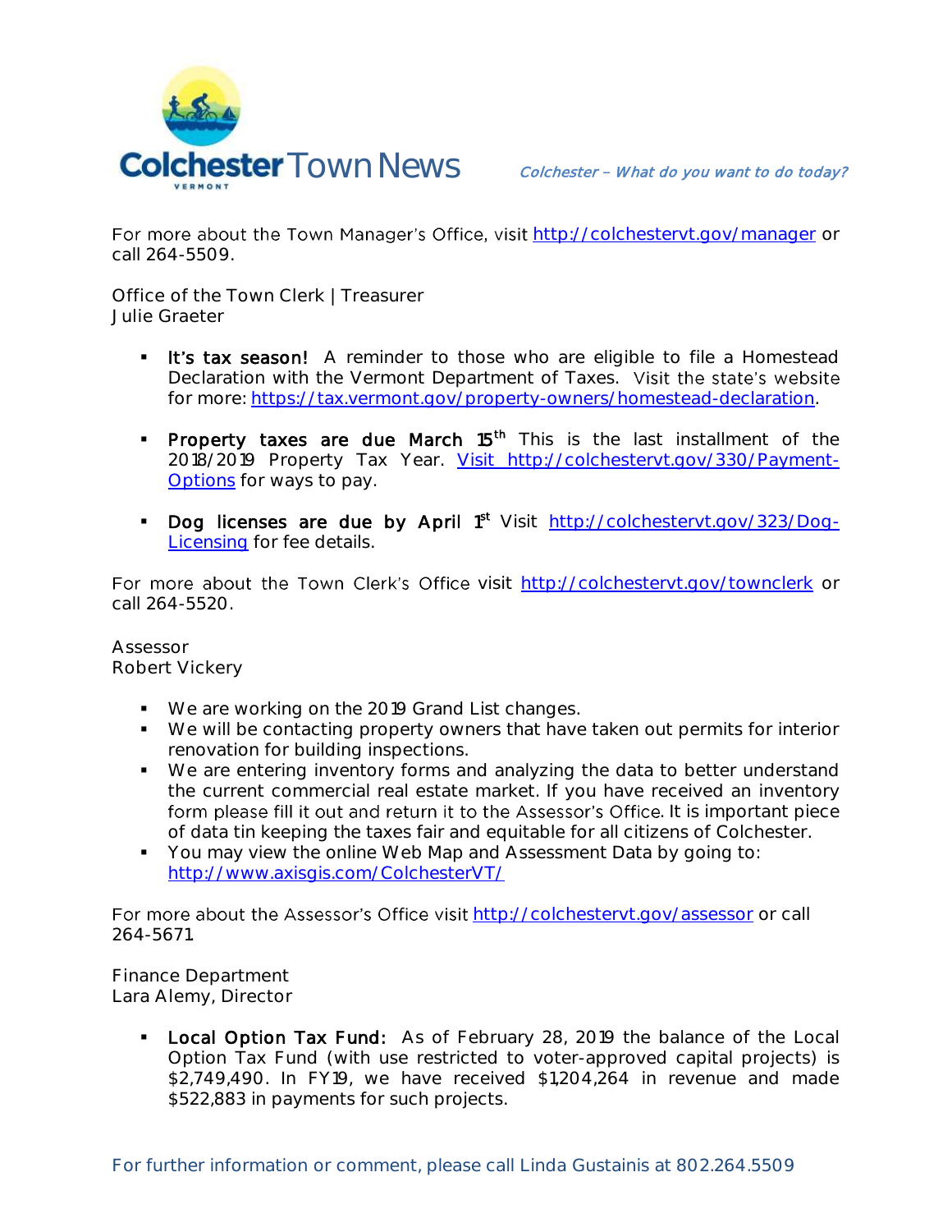For more about the Town Manager's Office, visit http://colchestervt.gov/manager or call 264-5509.

Office of the Town Clerk | Treasurer
Julie Graeter

- **It's tax season!** A reminder to those who are eligible to file a Homestead Declaration with the Vermont Department of Taxes. Visit the state's website for more: https://tax.vermont.gov/property-owners/homestead-declaration.

- **Property taxes are due March 15th** This is the last installment of the 2018/2019 Property Tax Year. Visit http://colchestervt.gov/330/Payment-Options for ways to pay.

- **Dog licenses are due by April 1st** Visit http://colchestervt.gov/323/Dog-Licensing for fee details.

For more about the Town Clerk's Office visit http://colchestervt.gov/townclerk or call 264-5520.

Assessor
Robert Vickery

- We are working on the 2019 Grand List changes.
- We will be contacting property owners that have taken out permits for interior renovation for building inspections.
- We are entering inventory forms and analyzing the data to better understand the current commercial real estate market. If you have received an inventory form please fill it out and return it to the Assessor's Office. It is important piece of data tin keeping the taxes fair and equitable for all citizens of Colchester.
- You may view the online Web Map and Assessment Data by going to: http://www.axisgis.com/ColchesterVT/

For more about the Assessor's Office visit http://colchestervt.gov/assessor or call 264-5671.

Finance Department
Lara Alemy, Director

- **Local Option Tax Fund:** As of February 28, 2019 the balance of the Local Option Tax Fund (with use restricted to voter-approved capital projects) is $2,749,490. In FY19, we have received $1,204,264 in revenue and made $522,883 in payments for such projects.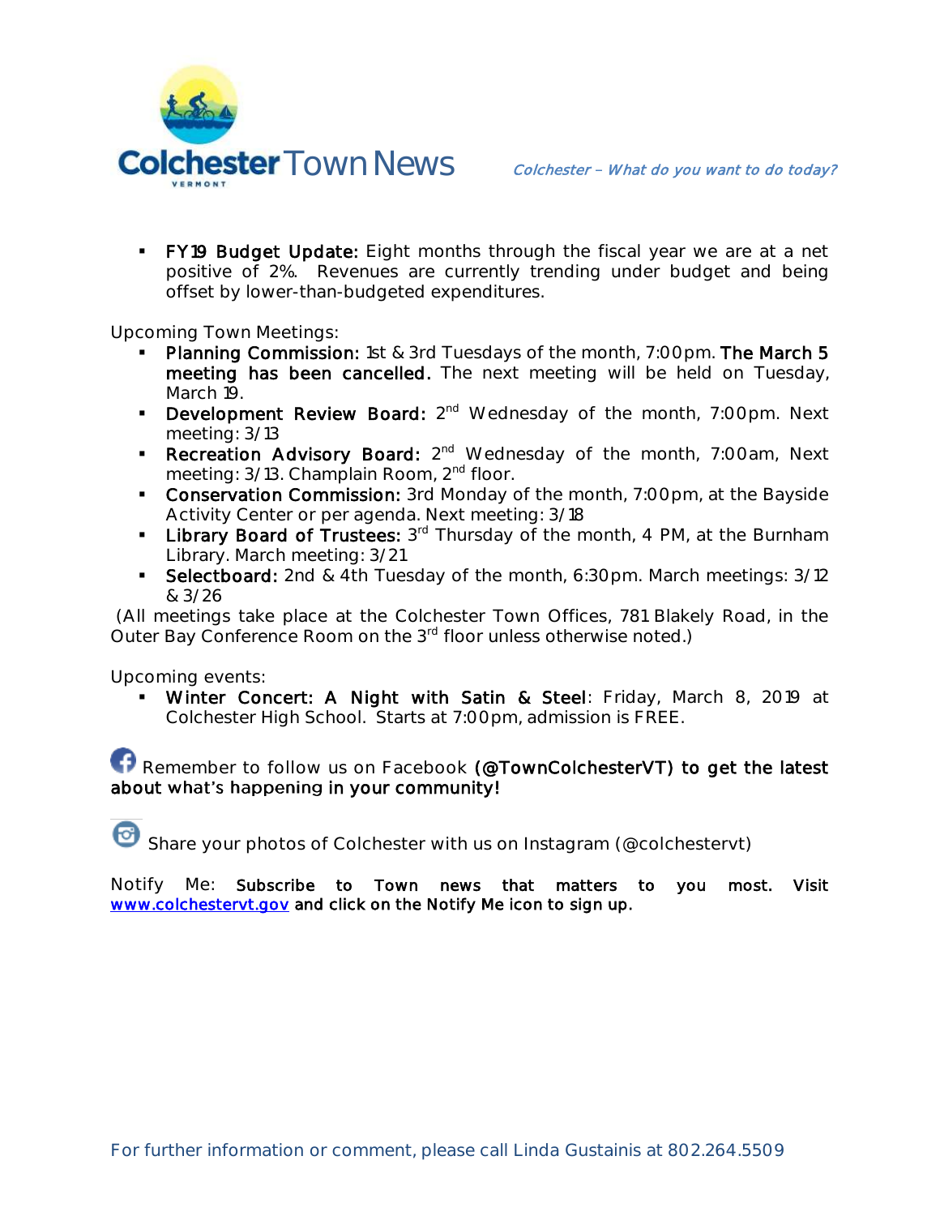- **FY19 Budget Update:** Eight months through the fiscal year we are at a net positive of 2%. Revenues are currently trending under budget and being offset by lower-than-budgeted expenditures.

Upcoming Town Meetings:

- **Planning Commission:** 1st & 3rd Tuesdays of the month, 7:00pm. **The March 5 meeting has been cancelled.** The next meeting will be held on Tuesday, March 19.
- **Development Review Board:** 2nd Wednesday of the month, 7:00pm. Next meeting: 3/13
- **Recreation Advisory Board:** 2nd Wednesday of the month, 7:00am, Next meeting: 3/13. Champlain Room, 2nd floor.
- **Conservation Commission:** 3rd Monday of the month, 7:00pm, at the Bayside Activity Center or per agenda. Next meeting: 3/18
- **Library Board of Trustees:** 3rd Thursday of the month, 4 PM, at the Burnham Library. March meeting: 3/21
- **Selectboard:** 2nd & 4th Tuesday of the month, 6:30pm. March meetings: 3/12 & 3/26

(All meetings take place at the Colchester Town Offices, 781 Blakely Road, in the Outer Bay Conference Room on the 3rd floor unless otherwise noted.)

Upcoming events:

- **Winter Concert: A Night with Satin & Steel**: Friday, March 8, 2019 at Colchester High School. Starts at 7:00pm, admission is FREE.

Remember to follow us on Facebook **(@TownColchesterVT) to get the latest about what's happening in your community!**

Share your photos of Colchester with us on Instagram (@colchestervt)

Notify Me: **Subscribe to Town news that matters to you most. Visit [www.colchestervt.gov](http://www.colchestervt.gov) and click on the Notify Me icon to sign up.**

For further information or comment, please call Linda Gustainis at 802.264.5509